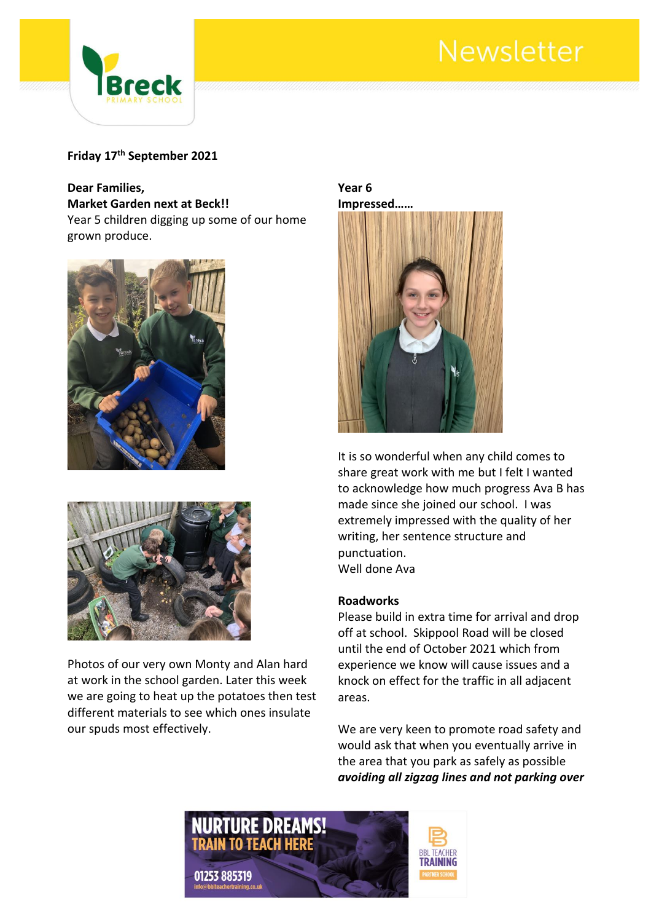# Newsletter

**Friday 17th September 2021**

**Dear Families,**
**Market Garden next at Beck!!**
Year 5 children digging up some of our home grown produce.

Photos of our very own Monty and Alan hard at work in the school garden. Later this week we are going to heat up the potatoes then test different materials to see which ones insulate our spuds most effectively.

**Year 6 Impressed……**

It is so wonderful when any child comes to share great work with me but I felt I wanted to acknowledge how much progress Ava B has made since she joined our school. I was extremely impressed with the quality of her writing, her sentence structure and punctuation.
Well done Ava

**Roadworks**
Please build in extra time for arrival and drop off at school. Skippool Road will be closed until the end of October 2021 which from experience we know will cause issues and a knock on effect for the traffic in all adjacent areas.

We are very keen to promote road safety and would ask that when you eventually arrive in the area that you park as safely as possible ***avoiding all zigzag lines and not parking over***

NURTURE DREAMS!
TRAIN TO TEACH HERE
01253 885319
info@bblteachertraining.co.uk
BBL TEACHER TRAINING
PARTNER SCHOOL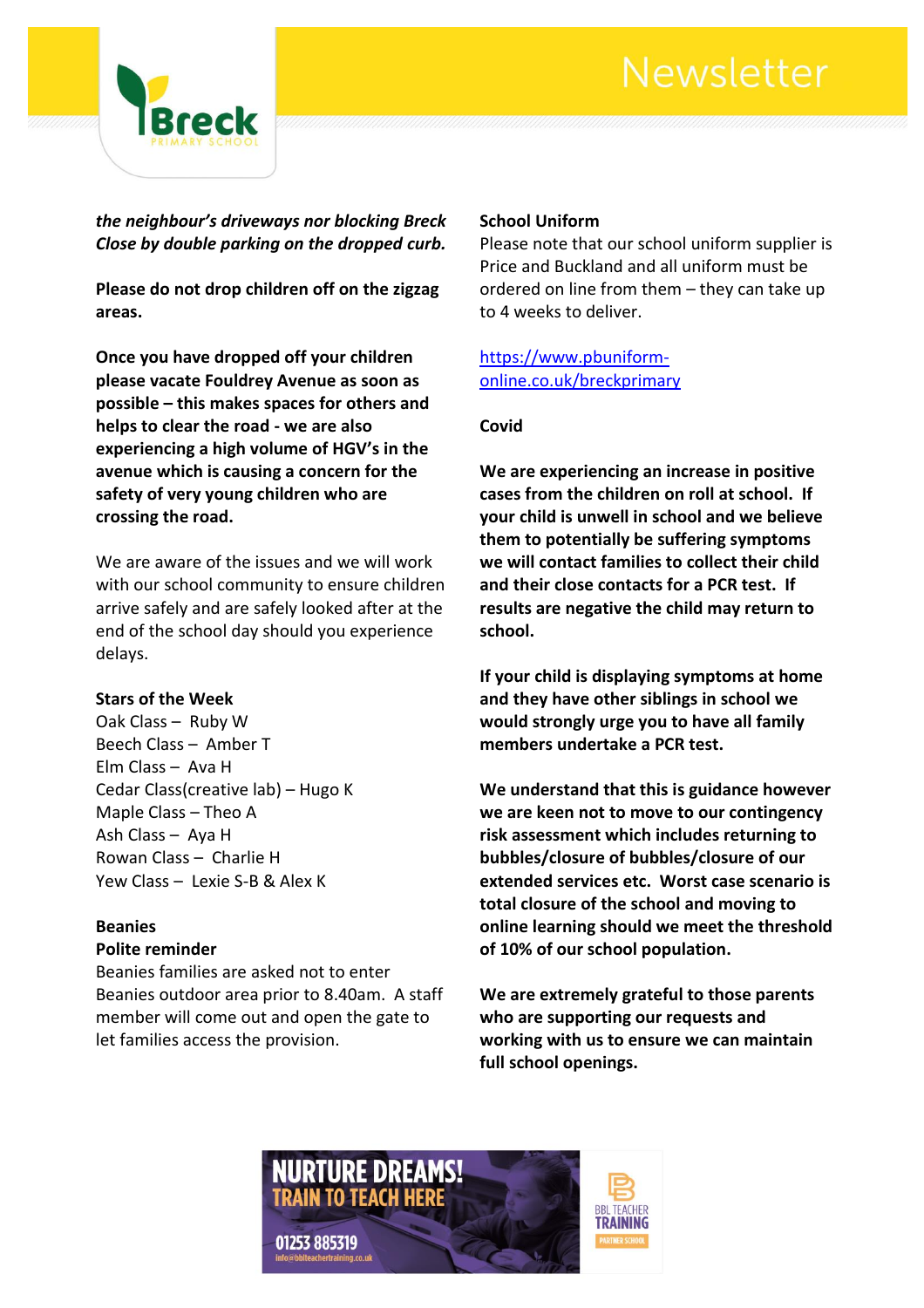***the neighbour's driveways nor blocking Breck Close by double parking on the dropped curb.***

**Please do not drop children off on the zigzag areas.**

**Once you have dropped off your children please vacate Fouldrey Avenue as soon as possible – this makes spaces for others and helps to clear the road - we are also experiencing a high volume of HGV's in the avenue which is causing a concern for the safety of very young children who are crossing the road.**

We are aware of the issues and we will work with our school community to ensure children arrive safely and are safely looked after at the end of the school day should you experience delays.

**Stars of the Week**

Oak Class – Ruby W
Beech Class – Amber T
Elm Class – Ava H
Cedar Class(creative lab) – Hugo K
Maple Class – Theo A
Ash Class – Aya H
Rowan Class – Charlie H
Yew Class – Lexie S-B & Alex K

**Beanies**
**Polite reminder**

Beanies families are asked not to enter Beanies outdoor area prior to 8.40am. A staff member will come out and open the gate to let families access the provision.

**School Uniform**

Please note that our school uniform supplier is Price and Buckland and all uniform must be ordered on line from them – they can take up to 4 weeks to deliver.

[https://www.pbuniform-online.co.uk/breckprimary](https://www.pbuniform-online.co.uk/breckprimary)

**Covid**

**We are experiencing an increase in positive cases from the children on roll at school. If your child is unwell in school and we believe them to potentially be suffering symptoms we will contact families to collect their child and their close contacts for a PCR test. If results are negative the child may return to school.**

**If your child is displaying symptoms at home and they have other siblings in school we would strongly urge you to have all family members undertake a PCR test.**

**We understand that this is guidance however we are keen not to move to our contingency risk assessment which includes returning to bubbles/closure of bubbles/closure of our extended services etc. Worst case scenario is total closure of the school and moving to online learning should we meet the threshold of 10% of our school population.**

**We are extremely grateful to those parents who are supporting our requests and working with us to ensure we can maintain full school openings.**

NURTURE DREAMS! TRAIN TO TEACH HERE
01253 885319
info@bblteachertraining.co.uk
BBL TEACHER TRAINING PARTNER SCHOOL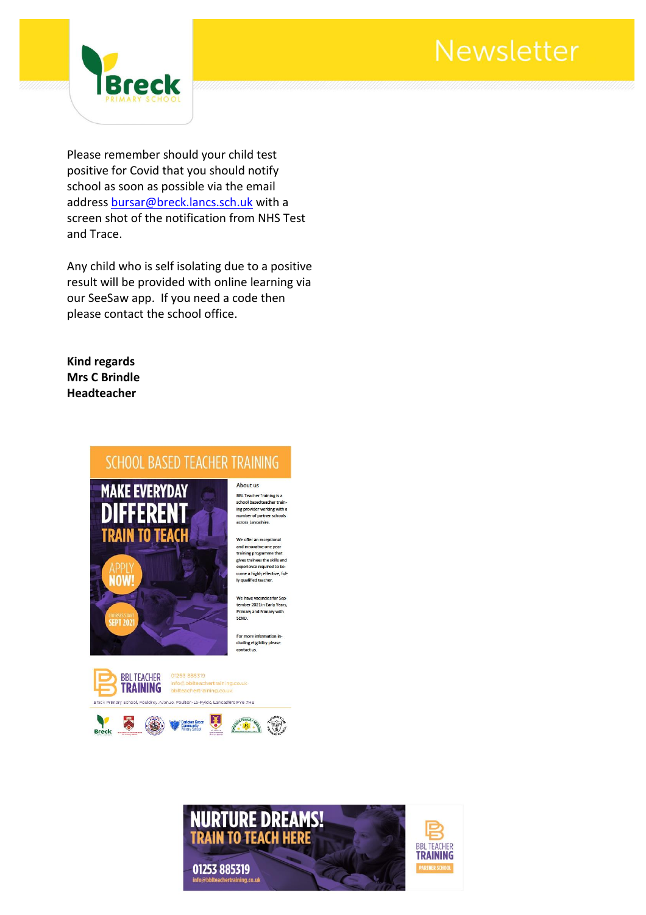Please remember should your child test positive for Covid that you should notify school as soon as possible via the email address bursar@breck.lancs.sch.uk with a screen shot of the notification from NHS Test and Trace.

Any child who is self isolating due to a positive result will be provided with online learning via our SeeSaw app. If you need a code then please contact the school office.

**Kind regards**
**Mrs C Brindle**
**Headteacher**

SCHOOL BASED TEACHER TRAINING

MAKE EVERYDAY DIFFERENT
TRAIN TO TEACH

APPLY NOW!

COURSES START SEPT 2021

About us

BBL Teacher Training is a school based teacher training provider working with a number of partner schools across Lancashire.

We offer an exceptional and innovative one year training programme that gives trainees the skills and experience required to become a highly effective, fully qualified teacher.

We have vacancies for September 2021 in Early Years, Primary and Primary with SEND.

For more information including eligibility please contact us.

BBL TEACHER TRAINING
01253 885319
info@bblteachertraining.co.uk
bblteachertraining.co.uk

Breck Primary School, Fouldrey Avenue, Poulton-Le-Fylde, Lancashire FY6 7HE

NURTURE DREAMS!
TRAIN TO TEACH HERE
01253 885319
info@bblteachertraining.co.uk

BBL TEACHER TRAINING
PARTNER SCHOOL